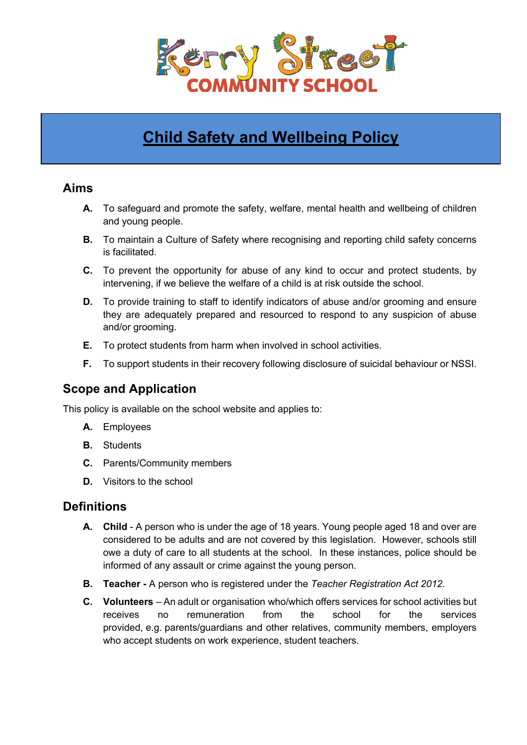Kerry Street COMMUNITY SCHOOL

# Child Safety and Wellbeing Policy

## Aims

A. To safeguard and promote the safety, welfare, mental health and wellbeing of children and young people.

B. To maintain a Culture of Safety where recognising and reporting child safety concerns is facilitated.

C. To prevent the opportunity for abuse of any kind to occur and protect students, by intervening, if we believe the welfare of a child is at risk outside the school.

D. To provide training to staff to identify indicators of abuse and/or grooming and ensure they are adequately prepared and resourced to respond to any suspicion of abuse and/or grooming.

E. To protect students from harm when involved in school activities.

F. To support students in their recovery following disclosure of suicidal behaviour or NSSI.

## Scope and Application

This policy is available on the school website and applies to:

A. Employees

B. Students

C. Parents/Community members

D. Visitors to the school

## Definitions

A. **Child** - A person who is under the age of 18 years. Young people aged 18 and over are considered to be adults and are not covered by this legislation. However, schools still owe a duty of care to all students at the school. In these instances, police should be informed of any assault or crime against the young person.

B. **Teacher -** A person who is registered under the *Teacher Registration Act 2012*.

C. **Volunteers** – An adult or organisation who/which offers services for school activities but receives no remuneration from the school for the services provided, e.g. parents/guardians and other relatives, community members, employers who accept students on work experience, student teachers.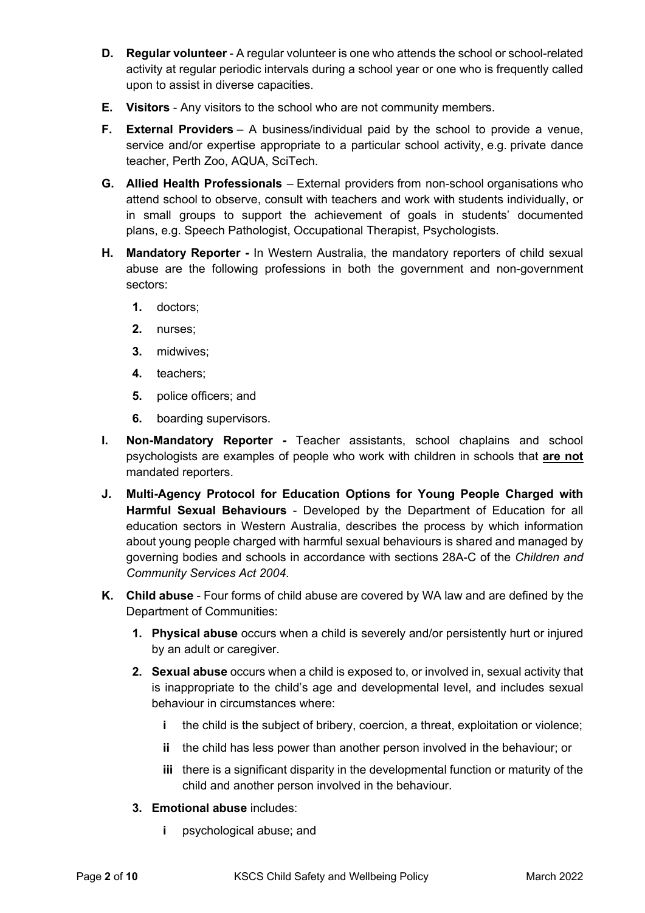**D. Regular volunteer** - A regular volunteer is one who attends the school or school-related activity at regular periodic intervals during a school year or one who is frequently called upon to assist in diverse capacities.

**E. Visitors** - Any visitors to the school who are not community members.

**F. External Providers** – A business/individual paid by the school to provide a venue, service and/or expertise appropriate to a particular school activity, e.g. private dance teacher, Perth Zoo, AQUA, SciTech.

**G. Allied Health Professionals** – External providers from non-school organisations who attend school to observe, consult with teachers and work with students individually, or in small groups to support the achievement of goals in students' documented plans, e.g. Speech Pathologist, Occupational Therapist, Psychologists.

**H. Mandatory Reporter -** In Western Australia, the mandatory reporters of child sexual abuse are the following professions in both the government and non-government sectors:

1. doctors;
2. nurses;
3. midwives;
4. teachers;
5. police officers; and
6. boarding supervisors.

**I. Non-Mandatory Reporter -** Teacher assistants, school chaplains and school psychologists are examples of people who work with children in schools that **are not** mandated reporters.

**J. Multi-Agency Protocol for Education Options for Young People Charged with Harmful Sexual Behaviours** - Developed by the Department of Education for all education sectors in Western Australia, describes the process by which information about young people charged with harmful sexual behaviours is shared and managed by governing bodies and schools in accordance with sections 28A-C of the *Children and Community Services Act 2004*.

**K. Child abuse** - Four forms of child abuse are covered by WA law and are defined by the Department of Communities:

1. **Physical abuse** occurs when a child is severely and/or persistently hurt or injured by an adult or caregiver.
2. **Sexual abuse** occurs when a child is exposed to, or involved in, sexual activity that is inappropriate to the child's age and developmental level, and includes sexual behaviour in circumstances where:
   - i the child is the subject of bribery, coercion, a threat, exploitation or violence;
   - ii the child has less power than another person involved in the behaviour; or
   - iii there is a significant disparity in the developmental function or maturity of the child and another person involved in the behaviour.
3. **Emotional abuse** includes:
   - i psychological abuse; and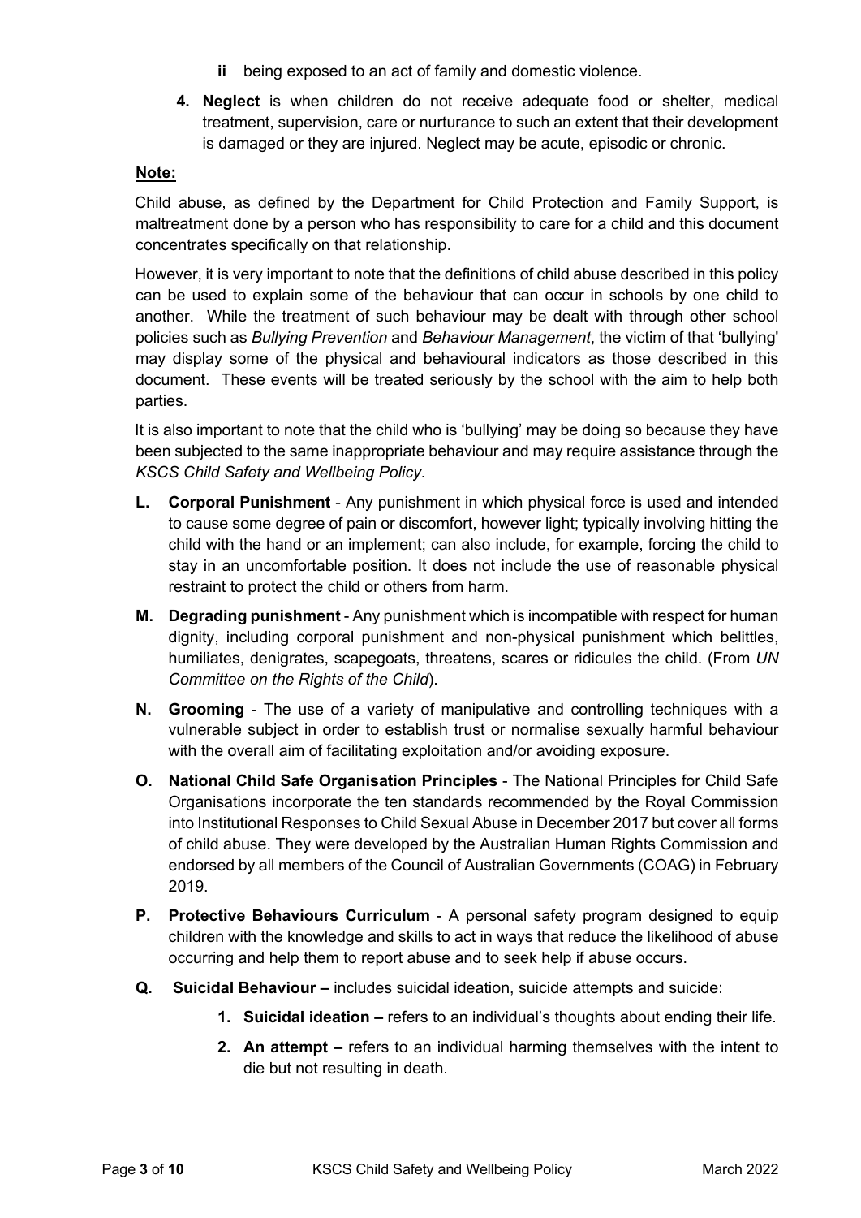- **ii** being exposed to an act of family and domestic violence.

4. **Neglect** is when children do not receive adequate food or shelter, medical treatment, supervision, care or nurturance to such an extent that their development is damaged or they are injured. Neglect may be acute, episodic or chronic.

**Note:**

Child abuse, as defined by the Department for Child Protection and Family Support, is maltreatment done by a person who has responsibility to care for a child and this document concentrates specifically on that relationship.

However, it is very important to note that the definitions of child abuse described in this policy can be used to explain some of the behaviour that can occur in schools by one child to another. While the treatment of such behaviour may be dealt with through other school policies such as *Bullying Prevention* and *Behaviour Management*, the victim of that 'bullying' may display some of the physical and behavioural indicators as those described in this document. These events will be treated seriously by the school with the aim to help both parties.

It is also important to note that the child who is 'bullying' may be doing so because they have been subjected to the same inappropriate behaviour and may require assistance through the *KSCS Child Safety and Wellbeing Policy*.

**L. Corporal Punishment** - Any punishment in which physical force is used and intended to cause some degree of pain or discomfort, however light; typically involving hitting the child with the hand or an implement; can also include, for example, forcing the child to stay in an uncomfortable position. It does not include the use of reasonable physical restraint to protect the child or others from harm.

**M. Degrading punishment** - Any punishment which is incompatible with respect for human dignity, including corporal punishment and non-physical punishment which belittles, humiliates, denigrates, scapegoats, threatens, scares or ridicules the child. (From *UN Committee on the Rights of the Child*).

**N. Grooming** - The use of a variety of manipulative and controlling techniques with a vulnerable subject in order to establish trust or normalise sexually harmful behaviour with the overall aim of facilitating exploitation and/or avoiding exposure.

**O. National Child Safe Organisation Principles** - The National Principles for Child Safe Organisations incorporate the ten standards recommended by the Royal Commission into Institutional Responses to Child Sexual Abuse in December 2017 but cover all forms of child abuse. They were developed by the Australian Human Rights Commission and endorsed by all members of the Council of Australian Governments (COAG) in February 2019.

**P. Protective Behaviours Curriculum** - A personal safety program designed to equip children with the knowledge and skills to act in ways that reduce the likelihood of abuse occurring and help them to report abuse and to seek help if abuse occurs.

**Q. Suicidal Behaviour –** includes suicidal ideation, suicide attempts and suicide:

1. **Suicidal ideation –** refers to an individual's thoughts about ending their life.
2. **An attempt –** refers to an individual harming themselves with the intent to die but not resulting in death.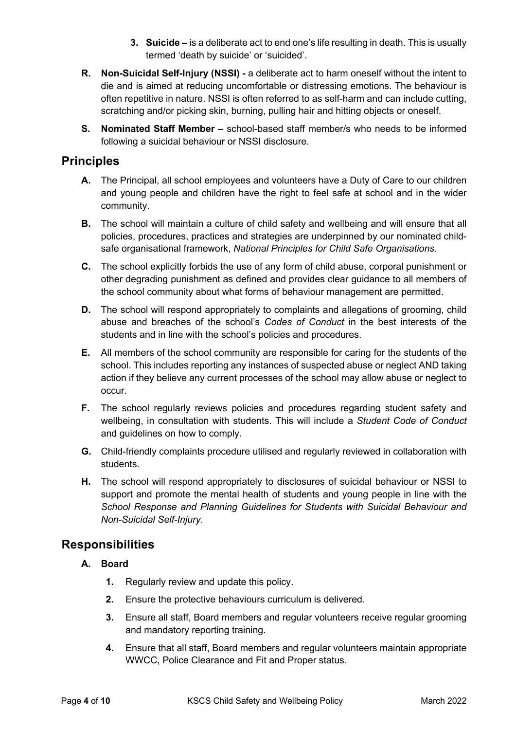3. **Suicide –** is a deliberate act to end one's life resulting in death. This is usually termed 'death by suicide' or 'suicided'.

**R. Non-Suicidal Self-Injury (NSSI) -** a deliberate act to harm oneself without the intent to die and is aimed at reducing uncomfortable or distressing emotions. The behaviour is often repetitive in nature. NSSI is often referred to as self-harm and can include cutting, scratching and/or picking skin, burning, pulling hair and hitting objects or oneself.

**S. Nominated Staff Member –** school-based staff member/s who needs to be informed following a suicidal behaviour or NSSI disclosure.

## Principles

**A.** The Principal, all school employees and volunteers have a Duty of Care to our children and young people and children have the right to feel safe at school and in the wider community.

**B.** The school will maintain a culture of child safety and wellbeing and will ensure that all policies, procedures, practices and strategies are underpinned by our nominated child-safe organisational framework, *National Principles for Child Safe Organisations*.

**C.** The school explicitly forbids the use of any form of child abuse, corporal punishment or other degrading punishment as defined and provides clear guidance to all members of the school community about what forms of behaviour management are permitted.

**D.** The school will respond appropriately to complaints and allegations of grooming, child abuse and breaches of the school's *Codes of Conduct* in the best interests of the students and in line with the school's policies and procedures.

**E.** All members of the school community are responsible for caring for the students of the school. This includes reporting any instances of suspected abuse or neglect AND taking action if they believe any current processes of the school may allow abuse or neglect to occur.

**F.** The school regularly reviews policies and procedures regarding student safety and wellbeing, in consultation with students. This will include a *Student Code of Conduct* and guidelines on how to comply.

**G.** Child-friendly complaints procedure utilised and regularly reviewed in collaboration with students.

**H.** The school will respond appropriately to disclosures of suicidal behaviour or NSSI to support and promote the mental health of students and young people in line with the *School Response and Planning Guidelines for Students with Suicidal Behaviour and Non-Suicidal Self-Injury*.

## Responsibilities

**A. Board**

1. Regularly review and update this policy.
2. Ensure the protective behaviours curriculum is delivered.
3. Ensure all staff, Board members and regular volunteers receive regular grooming and mandatory reporting training.
4. Ensure that all staff, Board members and regular volunteers maintain appropriate WWCC, Police Clearance and Fit and Proper status.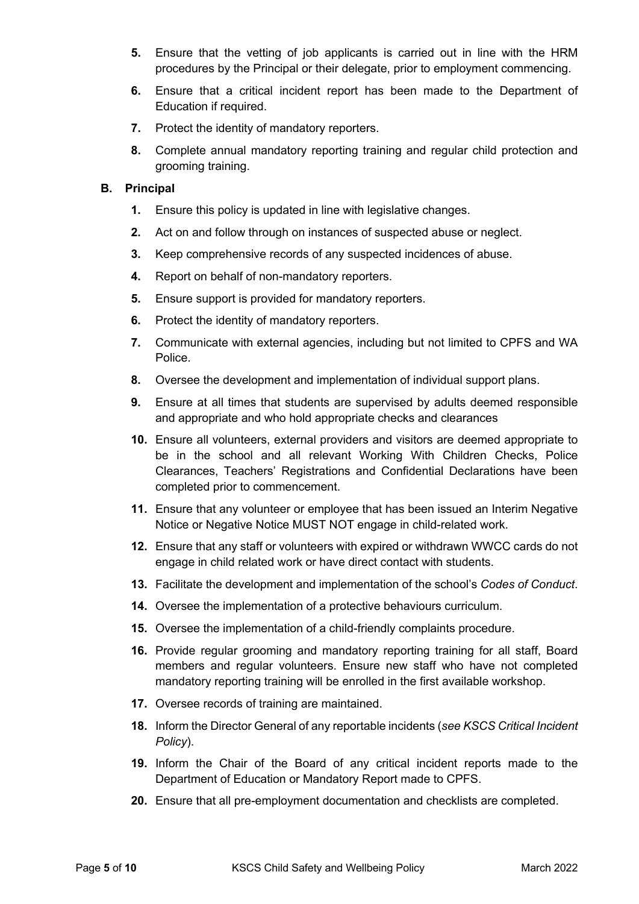5. Ensure that the vetting of job applicants is carried out in line with the HRM procedures by the Principal or their delegate, prior to employment commencing.
6. Ensure that a critical incident report has been made to the Department of Education if required.
7. Protect the identity of mandatory reporters.
8. Complete annual mandatory reporting training and regular child protection and grooming training.

**B. Principal**

1. Ensure this policy is updated in line with legislative changes.
2. Act on and follow through on instances of suspected abuse or neglect.
3. Keep comprehensive records of any suspected incidences of abuse.
4. Report on behalf of non-mandatory reporters.
5. Ensure support is provided for mandatory reporters.
6. Protect the identity of mandatory reporters.
7. Communicate with external agencies, including but not limited to CPFS and WA Police.
8. Oversee the development and implementation of individual support plans.
9. Ensure at all times that students are supervised by adults deemed responsible and appropriate and who hold appropriate checks and clearances
10. Ensure all volunteers, external providers and visitors are deemed appropriate to be in the school and all relevant Working With Children Checks, Police Clearances, Teachers' Registrations and Confidential Declarations have been completed prior to commencement.
11. Ensure that any volunteer or employee that has been issued an Interim Negative Notice or Negative Notice MUST NOT engage in child-related work.
12. Ensure that any staff or volunteers with expired or withdrawn WWCC cards do not engage in child related work or have direct contact with students.
13. Facilitate the development and implementation of the school's *Codes of Conduct*.
14. Oversee the implementation of a protective behaviours curriculum.
15. Oversee the implementation of a child-friendly complaints procedure.
16. Provide regular grooming and mandatory reporting training for all staff, Board members and regular volunteers. Ensure new staff who have not completed mandatory reporting training will be enrolled in the first available workshop.
17. Oversee records of training are maintained.
18. Inform the Director General of any reportable incidents (*see KSCS Critical Incident Policy*).
19. Inform the Chair of the Board of any critical incident reports made to the Department of Education or Mandatory Report made to CPFS.
20. Ensure that all pre-employment documentation and checklists are completed.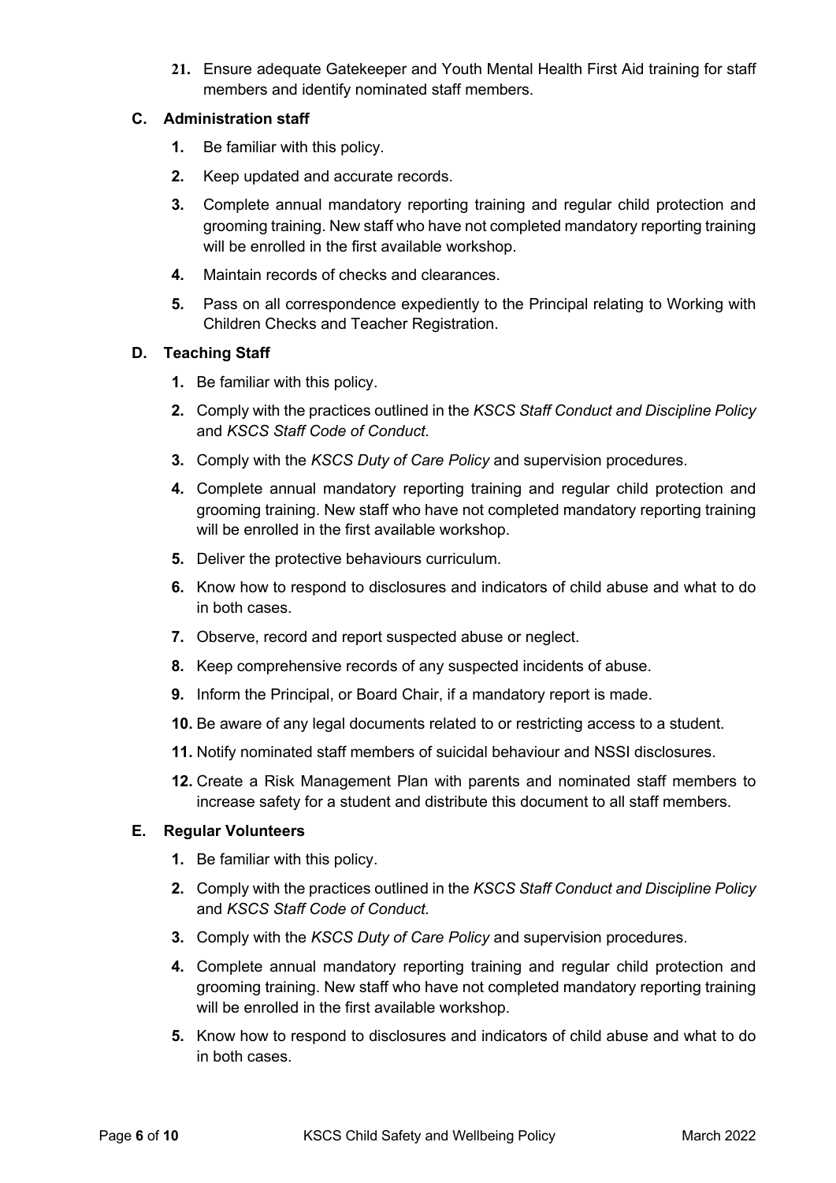21. Ensure adequate Gatekeeper and Youth Mental Health First Aid training for staff members and identify nominated staff members.

### C. Administration staff

1. Be familiar with this policy.
2. Keep updated and accurate records.
3. Complete annual mandatory reporting training and regular child protection and grooming training. New staff who have not completed mandatory reporting training will be enrolled in the first available workshop.
4. Maintain records of checks and clearances.
5. Pass on all correspondence expediently to the Principal relating to Working with Children Checks and Teacher Registration.

### D. Teaching Staff

1. Be familiar with this policy.
2. Comply with the practices outlined in the *KSCS Staff Conduct and Discipline Policy* and *KSCS Staff Code of Conduct*.
3. Comply with the *KSCS Duty of Care Policy* and supervision procedures.
4. Complete annual mandatory reporting training and regular child protection and grooming training. New staff who have not completed mandatory reporting training will be enrolled in the first available workshop.
5. Deliver the protective behaviours curriculum.
6. Know how to respond to disclosures and indicators of child abuse and what to do in both cases.
7. Observe, record and report suspected abuse or neglect.
8. Keep comprehensive records of any suspected incidents of abuse.
9. Inform the Principal, or Board Chair, if a mandatory report is made.
10. Be aware of any legal documents related to or restricting access to a student.
11. Notify nominated staff members of suicidal behaviour and NSSI disclosures.
12. Create a Risk Management Plan with parents and nominated staff members to increase safety for a student and distribute this document to all staff members.

### E. Regular Volunteers

1. Be familiar with this policy.
2. Comply with the practices outlined in the *KSCS Staff Conduct and Discipline Policy* and *KSCS Staff Code of Conduct*.
3. Comply with the *KSCS Duty of Care Policy* and supervision procedures.
4. Complete annual mandatory reporting training and regular child protection and grooming training. New staff who have not completed mandatory reporting training will be enrolled in the first available workshop.
5. Know how to respond to disclosures and indicators of child abuse and what to do in both cases.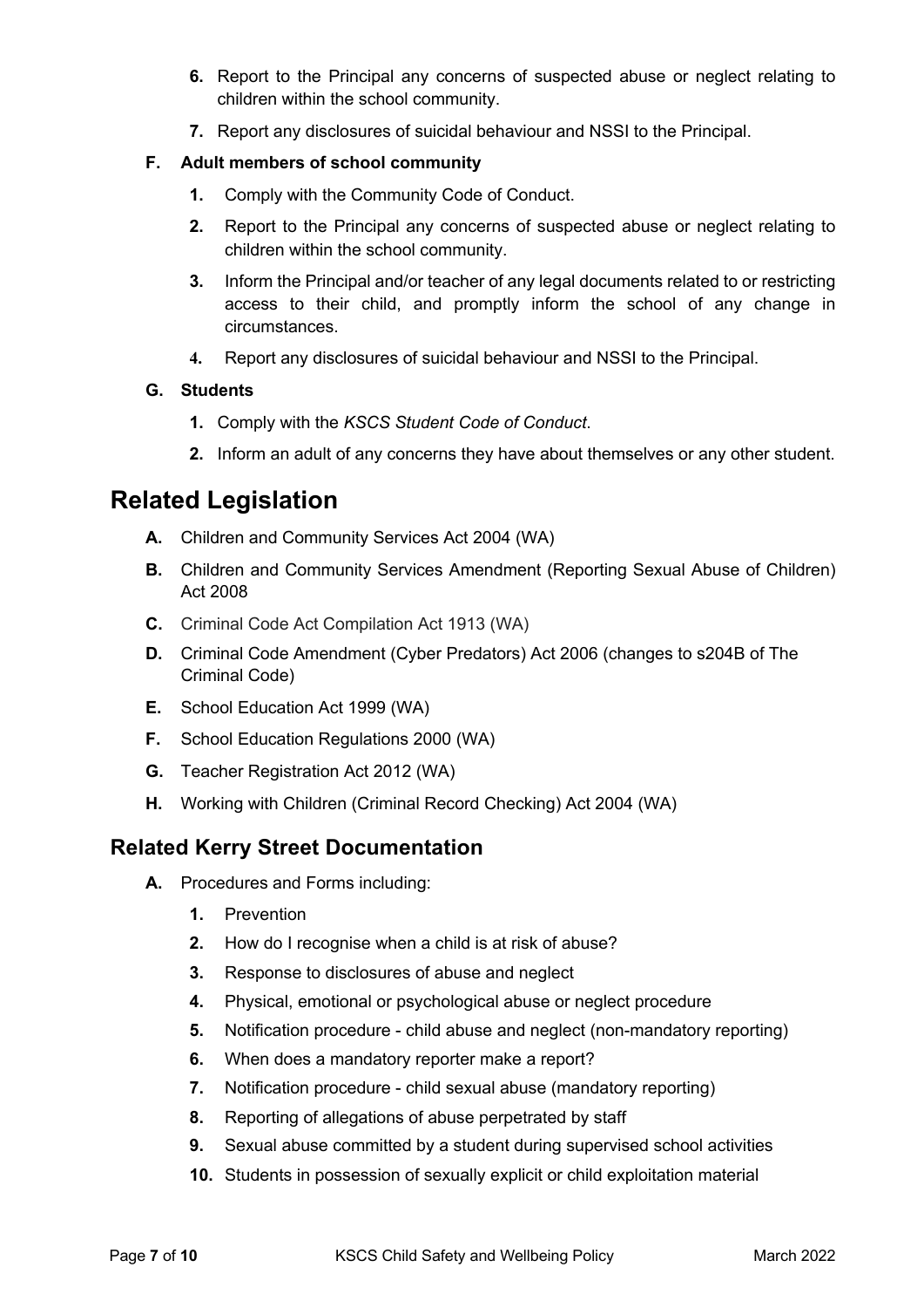6. Report to the Principal any concerns of suspected abuse or neglect relating to children within the school community.
7. Report any disclosures of suicidal behaviour and NSSI to the Principal.

**F. Adult members of school community**

1. Comply with the Community Code of Conduct.
2. Report to the Principal any concerns of suspected abuse or neglect relating to children within the school community.
3. Inform the Principal and/or teacher of any legal documents related to or restricting access to their child, and promptly inform the school of any change in circumstances.
4. Report any disclosures of suicidal behaviour and NSSI to the Principal.

**G. Students**

1. Comply with the *KSCS Student Code of Conduct*.
2. Inform an adult of any concerns they have about themselves or any other student.

# Related Legislation

- **A.** Children and Community Services Act 2004 (WA)
- **B.** Children and Community Services Amendment (Reporting Sexual Abuse of Children) Act 2008
- **C.** Criminal Code Act Compilation Act 1913 (WA)
- **D.** Criminal Code Amendment (Cyber Predators) Act 2006 (changes to s204B of The Criminal Code)
- **E.** School Education Act 1999 (WA)
- **F.** School Education Regulations 2000 (WA)
- **G.** Teacher Registration Act 2012 (WA)
- **H.** Working with Children (Criminal Record Checking) Act 2004 (WA)

## Related Kerry Street Documentation

**A.** Procedures and Forms including:

1. Prevention
2. How do I recognise when a child is at risk of abuse?
3. Response to disclosures of abuse and neglect
4. Physical, emotional or psychological abuse or neglect procedure
5. Notification procedure - child abuse and neglect (non-mandatory reporting)
6. When does a mandatory reporter make a report?
7. Notification procedure - child sexual abuse (mandatory reporting)
8. Reporting of allegations of abuse perpetrated by staff
9. Sexual abuse committed by a student during supervised school activities
10. Students in possession of sexually explicit or child exploitation material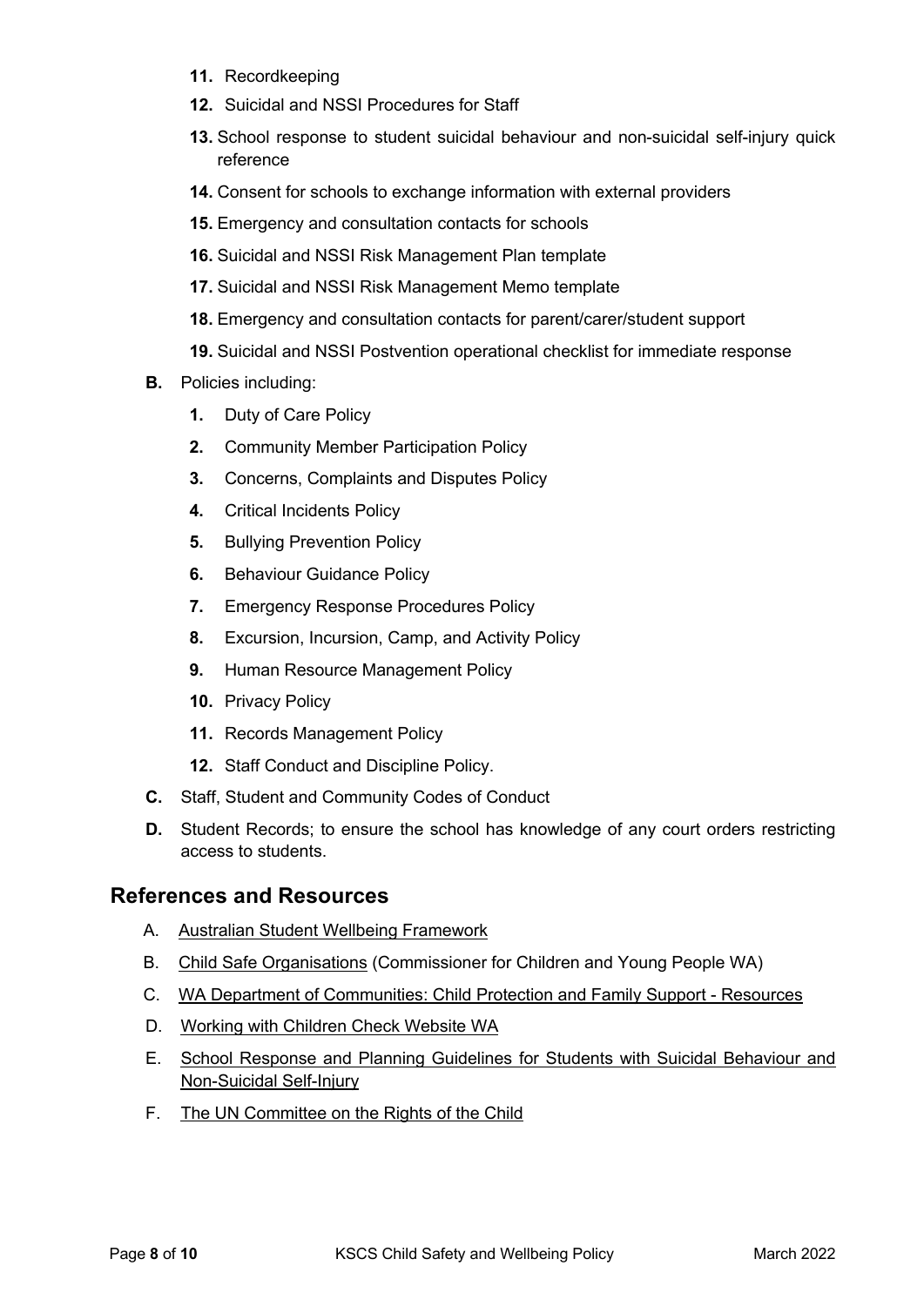11. Recordkeeping
12. Suicidal and NSSI Procedures for Staff
13. School response to student suicidal behaviour and non-suicidal self-injury quick reference
14. Consent for schools to exchange information with external providers
15. Emergency and consultation contacts for schools
16. Suicidal and NSSI Risk Management Plan template
17. Suicidal and NSSI Risk Management Memo template
18. Emergency and consultation contacts for parent/carer/student support
19. Suicidal and NSSI Postvention operational checklist for immediate response

**B.** Policies including:

1. Duty of Care Policy
2. Community Member Participation Policy
3. Concerns, Complaints and Disputes Policy
4. Critical Incidents Policy
5. Bullying Prevention Policy
6. Behaviour Guidance Policy
7. Emergency Response Procedures Policy
8. Excursion, Incursion, Camp, and Activity Policy
9. Human Resource Management Policy
10. Privacy Policy
11. Records Management Policy
12. Staff Conduct and Discipline Policy.

**C.** Staff, Student and Community Codes of Conduct

**D.** Student Records; to ensure the school has knowledge of any court orders restricting access to students.

## References and Resources

A. Australian Student Wellbeing Framework

B. Child Safe Organisations (Commissioner for Children and Young People WA)

C. WA Department of Communities: Child Protection and Family Support - Resources

D. Working with Children Check Website WA

E. School Response and Planning Guidelines for Students with Suicidal Behaviour and Non-Suicidal Self-Injury

F. The UN Committee on the Rights of the Child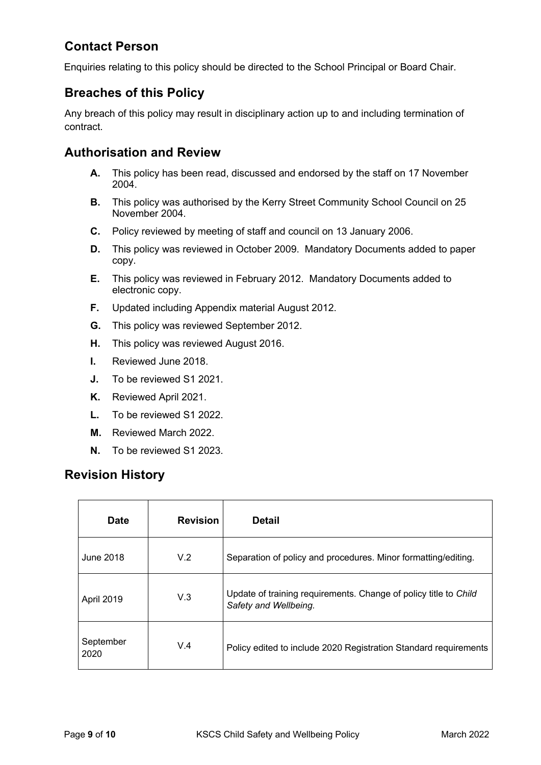## Contact Person

Enquiries relating to this policy should be directed to the School Principal or Board Chair.

## Breaches of this Policy

Any breach of this policy may result in disciplinary action up to and including termination of contract.

## Authorisation and Review

- **A.** This policy has been read, discussed and endorsed by the staff on 17 November 2004.
- **B.** This policy was authorised by the Kerry Street Community School Council on 25 November 2004.
- **C.** Policy reviewed by meeting of staff and council on 13 January 2006.
- **D.** This policy was reviewed in October 2009. Mandatory Documents added to paper copy.
- **E.** This policy was reviewed in February 2012. Mandatory Documents added to electronic copy.
- **F.** Updated including Appendix material August 2012.
- **G.** This policy was reviewed September 2012.
- **H.** This policy was reviewed August 2016.
- **I.** Reviewed June 2018.
- **J.** To be reviewed S1 2021.
- **K.** Reviewed April 2021.
- **L.** To be reviewed S1 2022.
- **M.** Reviewed March 2022.
- **N.** To be reviewed S1 2023.

## Revision History

| Date | Revision | Detail |
|---|---|---|
| June 2018 | V.2 | Separation of policy and procedures. Minor formatting/editing. |
| April 2019 | V.3 | Update of training requirements. Change of policy title to *Child Safety and Wellbeing.* |
| September 2020 | V.4 | Policy edited to include 2020 Registration Standard requirements |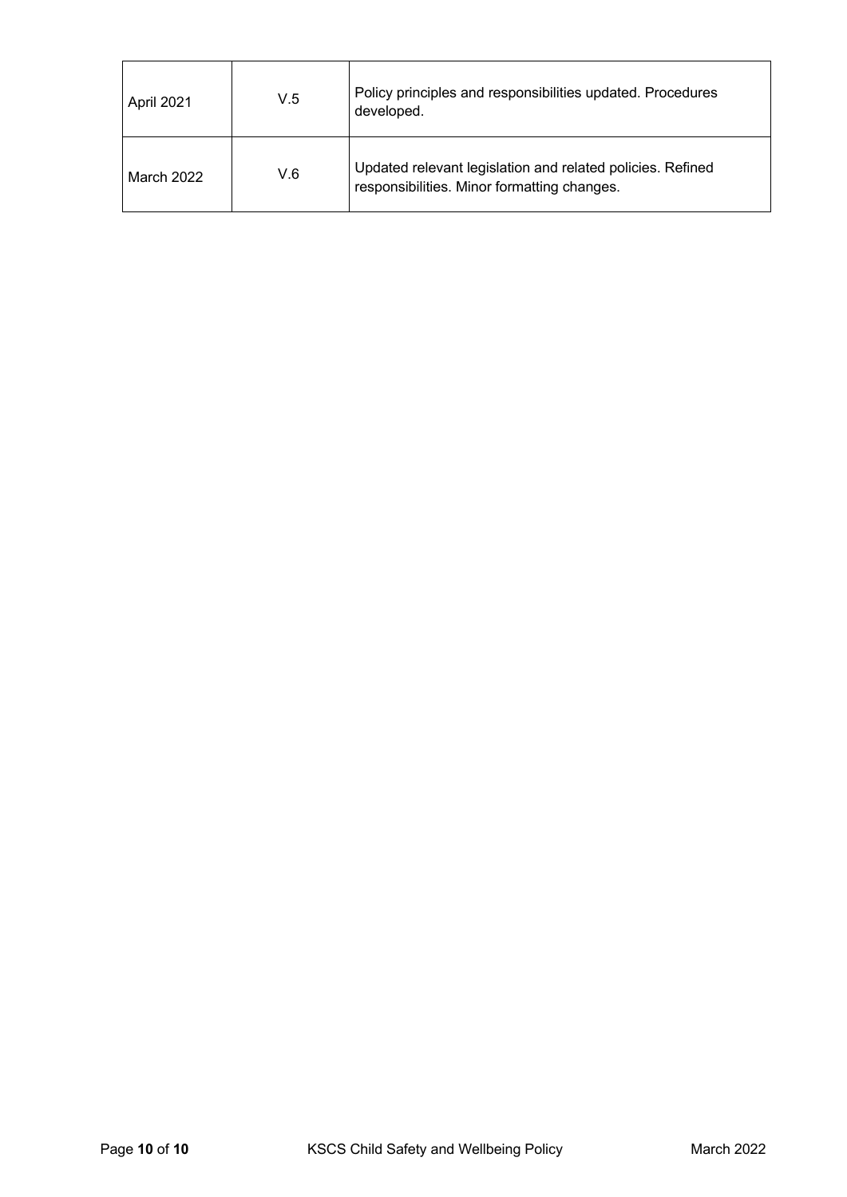| | | |
|---|---|---|
| April 2021 | V.5 | Policy principles and responsibilities updated. Procedures developed. |
| March 2022 | V.6 | Updated relevant legislation and related policies. Refined responsibilities. Minor formatting changes. |